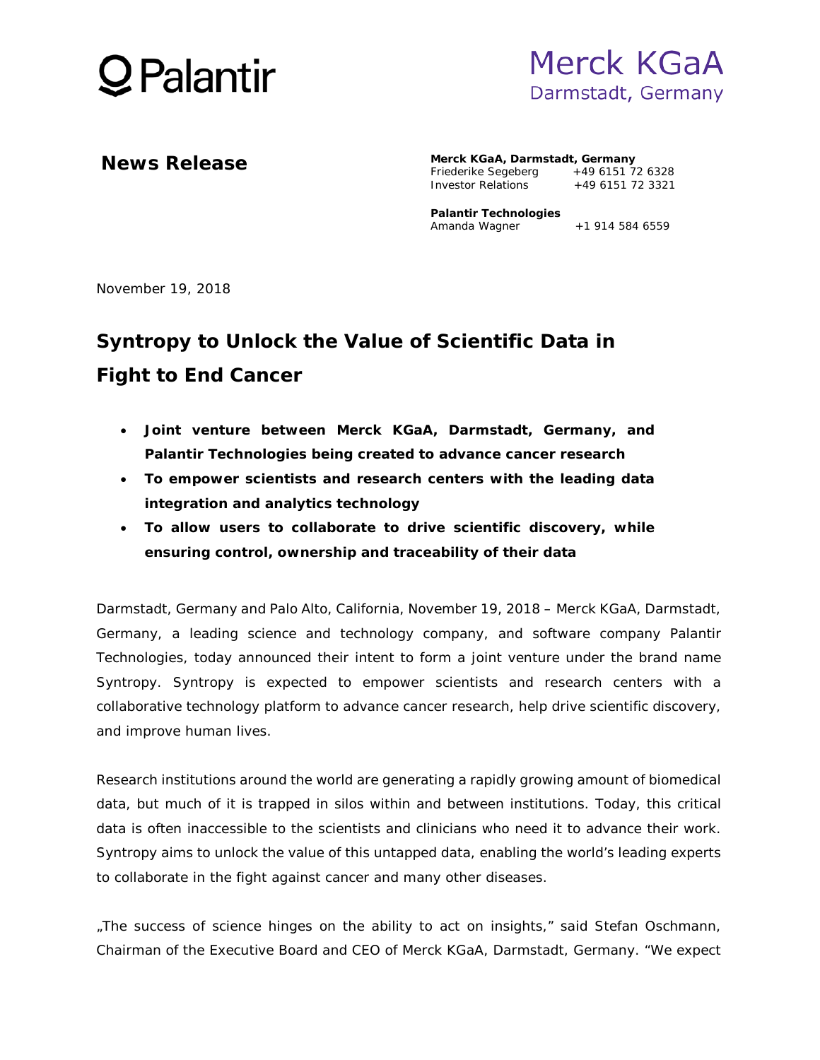Palantir

Merck KGaA
Darmstadt, Germany

**News Release**

**Merck KGaA, Darmstadt, Germany**
Friederike Segeberg +49 6151 72 6328
Investor Relations +49 6151 72 3321

**Palantir Technologies**
Amanda Wagner +1 914 584 6559

November 19, 2018

# Syntropy to Unlock the Value of Scientific Data in Fight to End Cancer

- **Joint venture between Merck KGaA, Darmstadt, Germany, and Palantir Technologies being created to advance cancer research**
- **To empower scientists and research centers with the leading data integration and analytics technology**
- **To allow users to collaborate to drive scientific discovery, while ensuring control, ownership and traceability of their data**

Darmstadt, Germany and Palo Alto, California, November 19, 2018 – Merck KGaA, Darmstadt, Germany, a leading science and technology company, and software company Palantir Technologies, today announced their intent to form a joint venture under the brand name Syntropy. Syntropy is expected to empower scientists and research centers with a collaborative technology platform to advance cancer research, help drive scientific discovery, and improve human lives.

Research institutions around the world are generating a rapidly growing amount of biomedical data, but much of it is trapped in silos within and between institutions. Today, this critical data is often inaccessible to the scientists and clinicians who need it to advance their work. Syntropy aims to unlock the value of this untapped data, enabling the world's leading experts to collaborate in the fight against cancer and many other diseases.

„The success of science hinges on the ability to act on insights," said Stefan Oschmann, Chairman of the Executive Board and CEO of Merck KGaA, Darmstadt, Germany. "We expect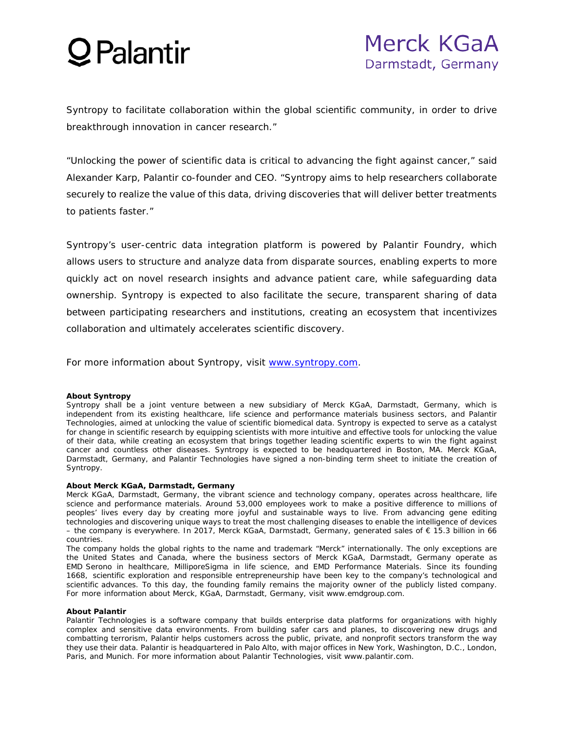Syntropy to facilitate collaboration within the global scientific community, in order to drive breakthrough innovation in cancer research."

"Unlocking the power of scientific data is critical to advancing the fight against cancer," said Alexander Karp, Palantir co-founder and CEO. "Syntropy aims to help researchers collaborate securely to realize the value of this data, driving discoveries that will deliver better treatments to patients faster."

Syntropy's user-centric data integration platform is powered by Palantir Foundry, which allows users to structure and analyze data from disparate sources, enabling experts to more quickly act on novel research insights and advance patient care, while safeguarding data ownership. Syntropy is expected to also facilitate the secure, transparent sharing of data between participating researchers and institutions, creating an ecosystem that incentivizes collaboration and ultimately accelerates scientific discovery.

For more information about Syntropy, visit [www.syntropy.com](http://www.syntropy.com).

**About Syntropy**

Syntropy shall be a joint venture between a new subsidiary of Merck KGaA, Darmstadt, Germany, which is independent from its existing healthcare, life science and performance materials business sectors, and Palantir Technologies, aimed at unlocking the value of scientific biomedical data. Syntropy is expected to serve as a catalyst for change in scientific research by equipping scientists with more intuitive and effective tools for unlocking the value of their data, while creating an ecosystem that brings together leading scientific experts to win the fight against cancer and countless other diseases. Syntropy is expected to be headquartered in Boston, MA. Merck KGaA, Darmstadt, Germany, and Palantir Technologies have signed a non-binding term sheet to initiate the creation of Syntropy.

**About Merck KGaA, Darmstadt, Germany**

Merck KGaA, Darmstadt, Germany, the vibrant science and technology company, operates across healthcare, life science and performance materials. Around 53,000 employees work to make a positive difference to millions of peoples' lives every day by creating more joyful and sustainable ways to live. From advancing gene editing technologies and discovering unique ways to treat the most challenging diseases to enable the intelligence of devices – the company is everywhere. In 2017, Merck KGaA, Darmstadt, Germany, generated sales of € 15.3 billion in 66 countries.

The company holds the global rights to the name and trademark "Merck" internationally. The only exceptions are the United States and Canada, where the business sectors of Merck KGaA, Darmstadt, Germany operate as EMD Serono in healthcare, MilliporeSigma in life science, and EMD Performance Materials. Since its founding 1668, scientific exploration and responsible entrepreneurship have been key to the company's technological and scientific advances. To this day, the founding family remains the majority owner of the publicly listed company. For more information about Merck, KGaA, Darmstadt, Germany, visit www.emdgroup.com.

**About Palantir**

Palantir Technologies is a software company that builds enterprise data platforms for organizations with highly complex and sensitive data environments. From building safer cars and planes, to discovering new drugs and combatting terrorism, Palantir helps customers across the public, private, and nonprofit sectors transform the way they use their data. Palantir is headquartered in Palo Alto, with major offices in New York, Washington, D.C., London, Paris, and Munich. For more information about Palantir Technologies, visit www.palantir.com.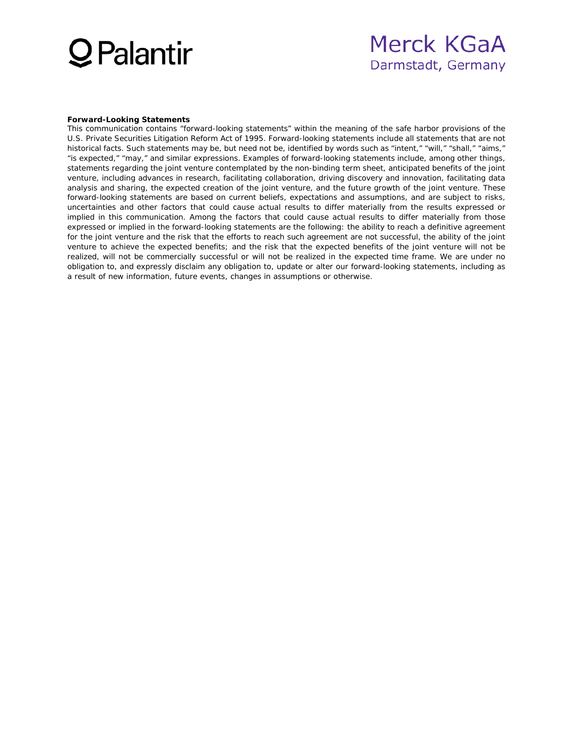Palantir

Merck KGaA
Darmstadt, Germany

**Forward-Looking Statements**

This communication contains "forward-looking statements" within the meaning of the safe harbor provisions of the U.S. Private Securities Litigation Reform Act of 1995. Forward-looking statements include all statements that are not historical facts. Such statements may be, but need not be, identified by words such as "intent," "will," "shall," "aims," "is expected," "may," and similar expressions. Examples of forward-looking statements include, among other things, statements regarding the joint venture contemplated by the non-binding term sheet, anticipated benefits of the joint venture, including advances in research, facilitating collaboration, driving discovery and innovation, facilitating data analysis and sharing, the expected creation of the joint venture, and the future growth of the joint venture. These forward-looking statements are based on current beliefs, expectations and assumptions, and are subject to risks, uncertainties and other factors that could cause actual results to differ materially from the results expressed or implied in this communication. Among the factors that could cause actual results to differ materially from those expressed or implied in the forward-looking statements are the following: the ability to reach a definitive agreement for the joint venture and the risk that the efforts to reach such agreement are not successful, the ability of the joint venture to achieve the expected benefits; and the risk that the expected benefits of the joint venture will not be realized, will not be commercially successful or will not be realized in the expected time frame. We are under no obligation to, and expressly disclaim any obligation to, update or alter our forward-looking statements, including as a result of new information, future events, changes in assumptions or otherwise.